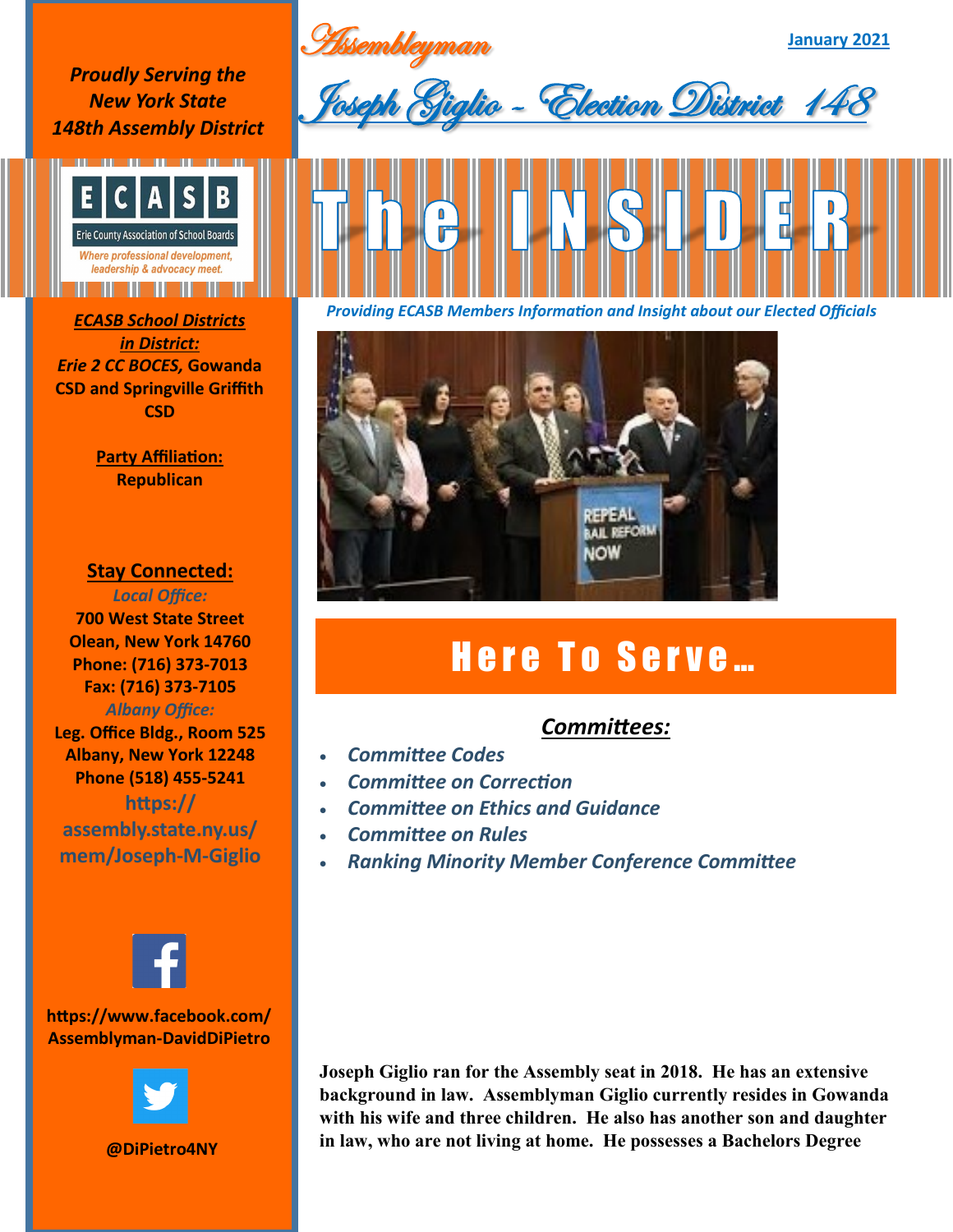*Proudly Serving the New York State 148th Assembly District*

# Assemblyman Joseph Giglio - Election District 148

January 2021

ECASB — Erie County Association of School Boards — *Where professional development, leadership & advocacy meet.*

# The INSIDER

*Providing ECASB Members Information and Insight about our Elected Officials*

***ECASB School Districts in District:***
***Erie 2 CC BOCES,*** **Gowanda CSD and Springville Griffith CSD**

**Party Affiliation:**
**Republican**

**Stay Connected:**

*Local Office:*
**700 West State Street**
**Olean, New York 14760**
**Phone: (716) 373-7013**
**Fax: (716) 373-7105**

*Albany Office:*
**Leg. Office Bldg., Room 525**
**Albany, New York 12248**
**Phone (518) 455-5241**
**https://assembly.state.ny.us/mem/Joseph-M-Giglio**

**https://www.facebook.com/Assemblyman-DavidDiPietro**

**@DiPietro4NY**

## Here To Serve…

***Committees:***

- *Committee Codes*
- *Committee on Correction*
- *Committee on Ethics and Guidance*
- *Committee on Rules*
- *Ranking Minority Member Conference Committee*

**Joseph Giglio ran for the Assembly seat in 2018. He has an extensive background in law. Assemblyman Giglio currently resides in Gowanda with his wife and three children. He also has another son and daughter in law, who are not living at home. He possesses a Bachelors Degree**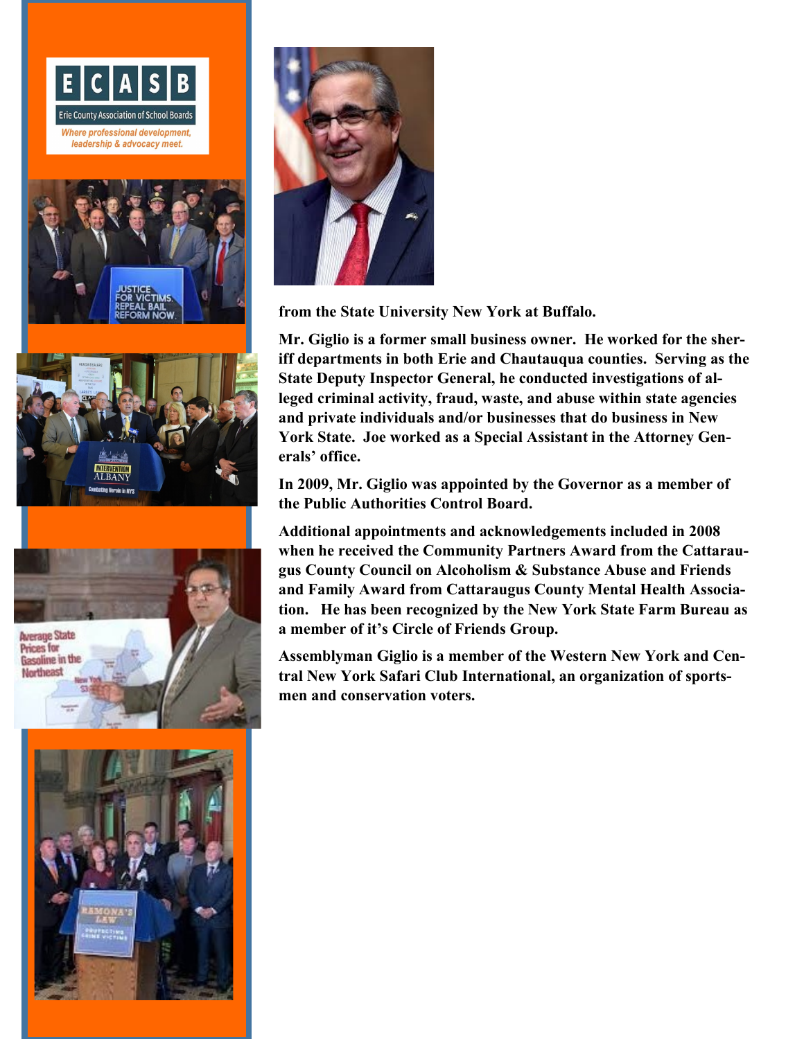from the State University New York at Buffalo.

Mr. Giglio is a former small business owner. He worked for the sheriff departments in both Erie and Chautauqua counties. Serving as the State Deputy Inspector General, he conducted investigations of alleged criminal activity, fraud, waste, and abuse within state agencies and private individuals and/or businesses that do business in New York State. Joe worked as a Special Assistant in the Attorney Generals' office.

In 2009, Mr. Giglio was appointed by the Governor as a member of the Public Authorities Control Board.

Additional appointments and acknowledgements included in 2008 when he received the Community Partners Award from the Cattaraugus County Council on Alcoholism & Substance Abuse and Friends and Family Award from Cattaraugus County Mental Health Association. He has been recognized by the New York State Farm Bureau as a member of it's Circle of Friends Group.

Assemblyman Giglio is a member of the Western New York and Central New York Safari Club International, an organization of sportsmen and conservation voters.